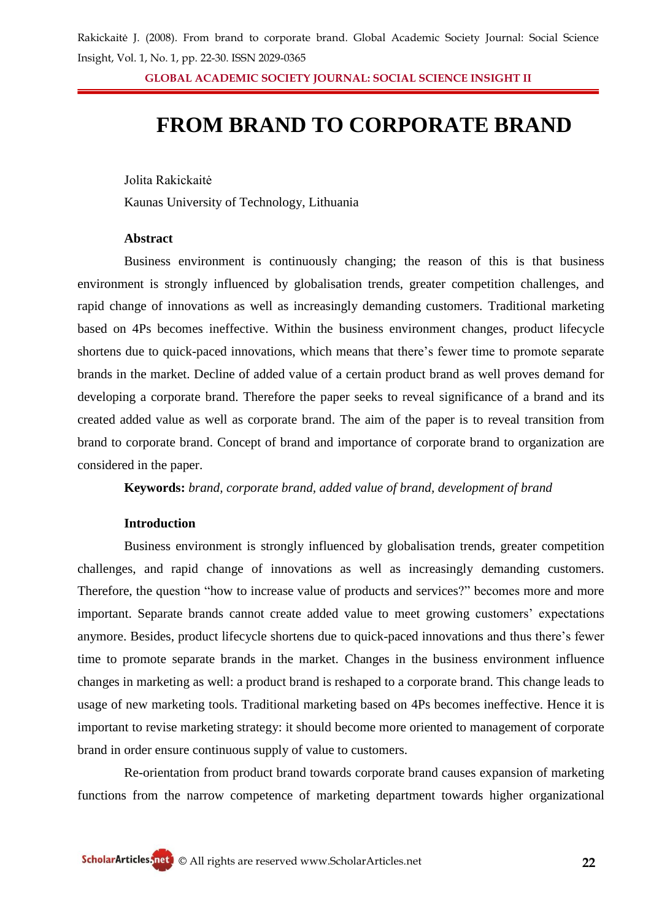# FROM BRAND TO CORPORATE BRAND

Jolita Rakickaitė

Kaunas University of Technology, Lithuania

**Abstract**

Business environment is continuously changing; the reason of this is that business environment is strongly influenced by globalisation trends, greater competition challenges, and rapid change of innovations as well as increasingly demanding customers. Traditional marketing based on 4Ps becomes ineffective. Within the business environment changes, product lifecycle shortens due to quick-paced innovations, which means that there's fewer time to promote separate brands in the market. Decline of added value of a certain product brand as well proves demand for developing a corporate brand. Therefore the paper seeks to reveal significance of a brand and its created added value as well as corporate brand. The aim of the paper is to reveal transition from brand to corporate brand. Concept of brand and importance of corporate brand to organization are considered in the paper.

**Keywords:** *brand, corporate brand, added value of brand, development of brand*

**Introduction**

Business environment is strongly influenced by globalisation trends, greater competition challenges, and rapid change of innovations as well as increasingly demanding customers. Therefore, the question "how to increase value of products and services?" becomes more and more important. Separate brands cannot create added value to meet growing customers' expectations anymore. Besides, product lifecycle shortens due to quick-paced innovations and thus there's fewer time to promote separate brands in the market. Changes in the business environment influence changes in marketing as well: a product brand is reshaped to a corporate brand. This change leads to usage of new marketing tools. Traditional marketing based on 4Ps becomes ineffective. Hence it is important to revise marketing strategy: it should become more oriented to management of corporate brand in order ensure continuous supply of value to customers.

Re-orientation from product brand towards corporate brand causes expansion of marketing functions from the narrow competence of marketing department towards higher organizational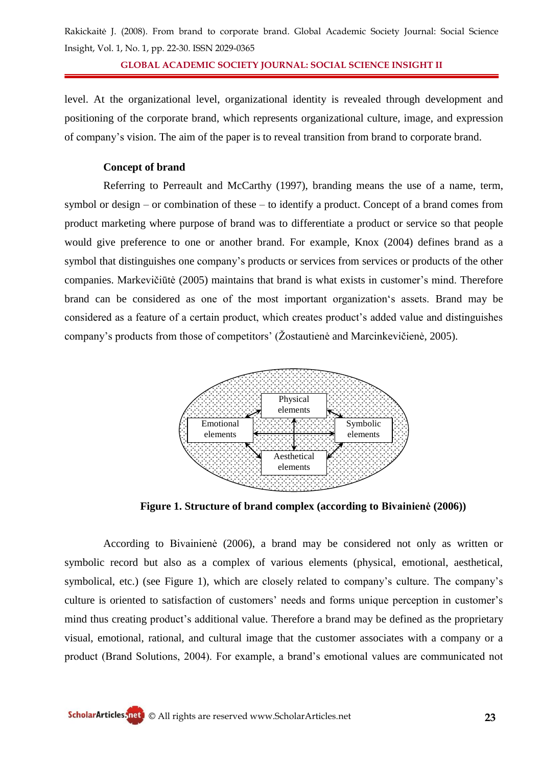level. At the organizational level, organizational identity is revealed through development and positioning of the corporate brand, which represents organizational culture, image, and expression of company's vision. The aim of the paper is to reveal transition from brand to corporate brand.

### Concept of brand

Referring to Perreault and McCarthy (1997), branding means the use of a name, term, symbol or design – or combination of these – to identify a product. Concept of a brand comes from product marketing where purpose of brand was to differentiate a product or service so that people would give preference to one or another brand. For example, Knox (2004) defines brand as a symbol that distinguishes one company's products or services from services or products of the other companies. Markevičiūtė (2005) maintains that brand is what exists in customer's mind. Therefore brand can be considered as one of the most important organization's assets. Brand may be considered as a feature of a certain product, which creates product's added value and distinguishes company's products from those of competitors' (Žostautienė and Marcinkevičienė, 2005).

Physical elements

Emotional elements

Symbolic elements

Aesthetical elements

**Figure 1. Structure of brand complex (according to Bivainienė (2006))**

According to Bivainienė (2006), a brand may be considered not only as written or symbolic record but also as a complex of various elements (physical, emotional, aesthetical, symbolical, etc.) (see Figure 1), which are closely related to company's culture. The company's culture is oriented to satisfaction of customers' needs and forms unique perception in customer's mind thus creating product's additional value. Therefore a brand may be defined as the proprietary visual, emotional, rational, and cultural image that the customer associates with a company or a product (Brand Solutions, 2004). For example, a brand's emotional values are communicated not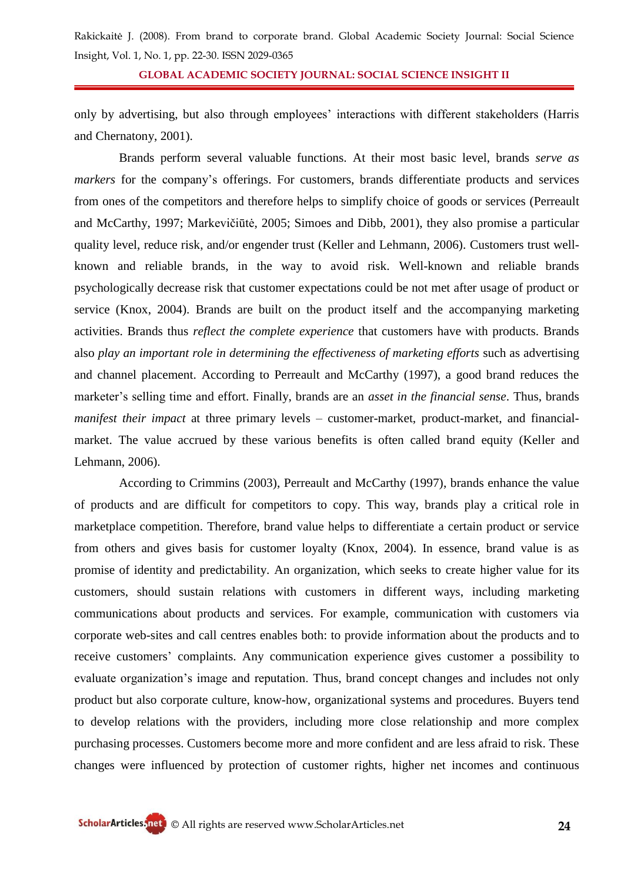only by advertising, but also through employees' interactions with different stakeholders (Harris and Chernatony, 2001).

Brands perform several valuable functions. At their most basic level, brands *serve as markers* for the company's offerings. For customers, brands differentiate products and services from ones of the competitors and therefore helps to simplify choice of goods or services (Perreault and McCarthy, 1997; Markevičiūtė, 2005; Simoes and Dibb, 2001), they also promise a particular quality level, reduce risk, and/or engender trust (Keller and Lehmann, 2006). Customers trust well-known and reliable brands, in the way to avoid risk. Well-known and reliable brands psychologically decrease risk that customer expectations could be not met after usage of product or service (Knox, 2004). Brands are built on the product itself and the accompanying marketing activities. Brands thus *reflect the complete experience* that customers have with products. Brands also *play an important role in determining the effectiveness of marketing efforts* such as advertising and channel placement. According to Perreault and McCarthy (1997), a good brand reduces the marketer's selling time and effort. Finally, brands are an *asset in the financial sense*. Thus, brands *manifest their impact* at three primary levels – customer-market, product-market, and financial-market. The value accrued by these various benefits is often called brand equity (Keller and Lehmann, 2006).

According to Crimmins (2003), Perreault and McCarthy (1997), brands enhance the value of products and are difficult for competitors to copy. This way, brands play a critical role in marketplace competition. Therefore, brand value helps to differentiate a certain product or service from others and gives basis for customer loyalty (Knox, 2004). In essence, brand value is as promise of identity and predictability. An organization, which seeks to create higher value for its customers, should sustain relations with customers in different ways, including marketing communications about products and services. For example, communication with customers via corporate web-sites and call centres enables both: to provide information about the products and to receive customers' complaints. Any communication experience gives customer a possibility to evaluate organization's image and reputation. Thus, brand concept changes and includes not only product but also corporate culture, know-how, organizational systems and procedures. Buyers tend to develop relations with the providers, including more close relationship and more complex purchasing processes. Customers become more and more confident and are less afraid to risk. These changes were influenced by protection of customer rights, higher net incomes and continuous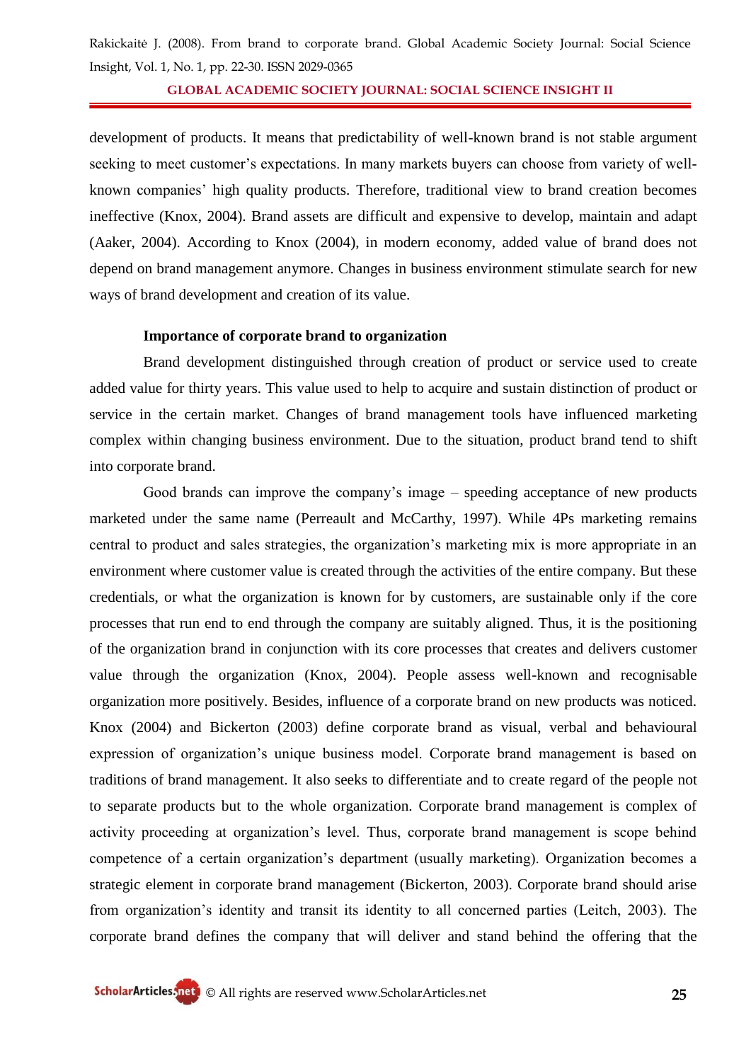development of products. It means that predictability of well-known brand is not stable argument seeking to meet customer's expectations. In many markets buyers can choose from variety of well-known companies' high quality products. Therefore, traditional view to brand creation becomes ineffective (Knox, 2004). Brand assets are difficult and expensive to develop, maintain and adapt (Aaker, 2004). According to Knox (2004), in modern economy, added value of brand does not depend on brand management anymore. Changes in business environment stimulate search for new ways of brand development and creation of its value.

**Importance of corporate brand to organization**

Brand development distinguished through creation of product or service used to create added value for thirty years. This value used to help to acquire and sustain distinction of product or service in the certain market. Changes of brand management tools have influenced marketing complex within changing business environment. Due to the situation, product brand tend to shift into corporate brand.

Good brands can improve the company's image – speeding acceptance of new products marketed under the same name (Perreault and McCarthy, 1997). While 4Ps marketing remains central to product and sales strategies, the organization's marketing mix is more appropriate in an environment where customer value is created through the activities of the entire company. But these credentials, or what the organization is known for by customers, are sustainable only if the core processes that run end to end through the company are suitably aligned. Thus, it is the positioning of the organization brand in conjunction with its core processes that creates and delivers customer value through the organization (Knox, 2004). People assess well-known and recognisable organization more positively. Besides, influence of a corporate brand on new products was noticed. Knox (2004) and Bickerton (2003) define corporate brand as visual, verbal and behavioural expression of organization's unique business model. Corporate brand management is based on traditions of brand management. It also seeks to differentiate and to create regard of the people not to separate products but to the whole organization. Corporate brand management is complex of activity proceeding at organization's level. Thus, corporate brand management is scope behind competence of a certain organization's department (usually marketing). Organization becomes a strategic element in corporate brand management (Bickerton, 2003). Corporate brand should arise from organization's identity and transit its identity to all concerned parties (Leitch, 2003). The corporate brand defines the company that will deliver and stand behind the offering that the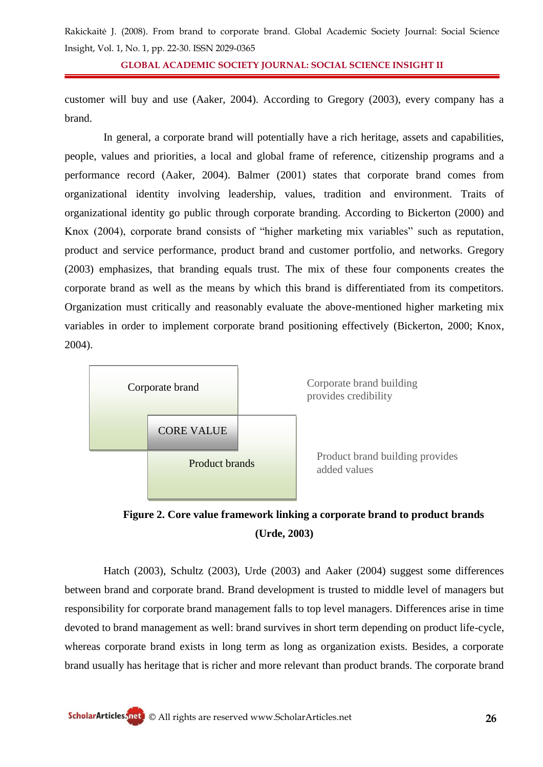customer will buy and use (Aaker, 2004). According to Gregory (2003), every company has a brand.

In general, a corporate brand will potentially have a rich heritage, assets and capabilities, people, values and priorities, a local and global frame of reference, citizenship programs and a performance record (Aaker, 2004). Balmer (2001) states that corporate brand comes from organizational identity involving leadership, values, tradition and environment. Traits of organizational identity go public through corporate branding. According to Bickerton (2000) and Knox (2004), corporate brand consists of "higher marketing mix variables" such as reputation, product and service performance, product brand and customer portfolio, and networks. Gregory (2003) emphasizes, that branding equals trust. The mix of these four components creates the corporate brand as well as the means by which this brand is differentiated from its competitors. Organization must critically and reasonably evaluate the above-mentioned higher marketing mix variables in order to implement corporate brand positioning effectively (Bickerton, 2000; Knox, 2004).

Corporate brand

CORE VALUE

Product brands

Corporate brand building provides credibility

Product brand building provides added values

**Figure 2. Core value framework linking a corporate brand to product brands (Urde, 2003)**

Hatch (2003), Schultz (2003), Urde (2003) and Aaker (2004) suggest some differences between brand and corporate brand. Brand development is trusted to middle level of managers but responsibility for corporate brand management falls to top level managers. Differences arise in time devoted to brand management as well: brand survives in short term depending on product life-cycle, whereas corporate brand exists in long term as long as organization exists. Besides, a corporate brand usually has heritage that is richer and more relevant than product brands. The corporate brand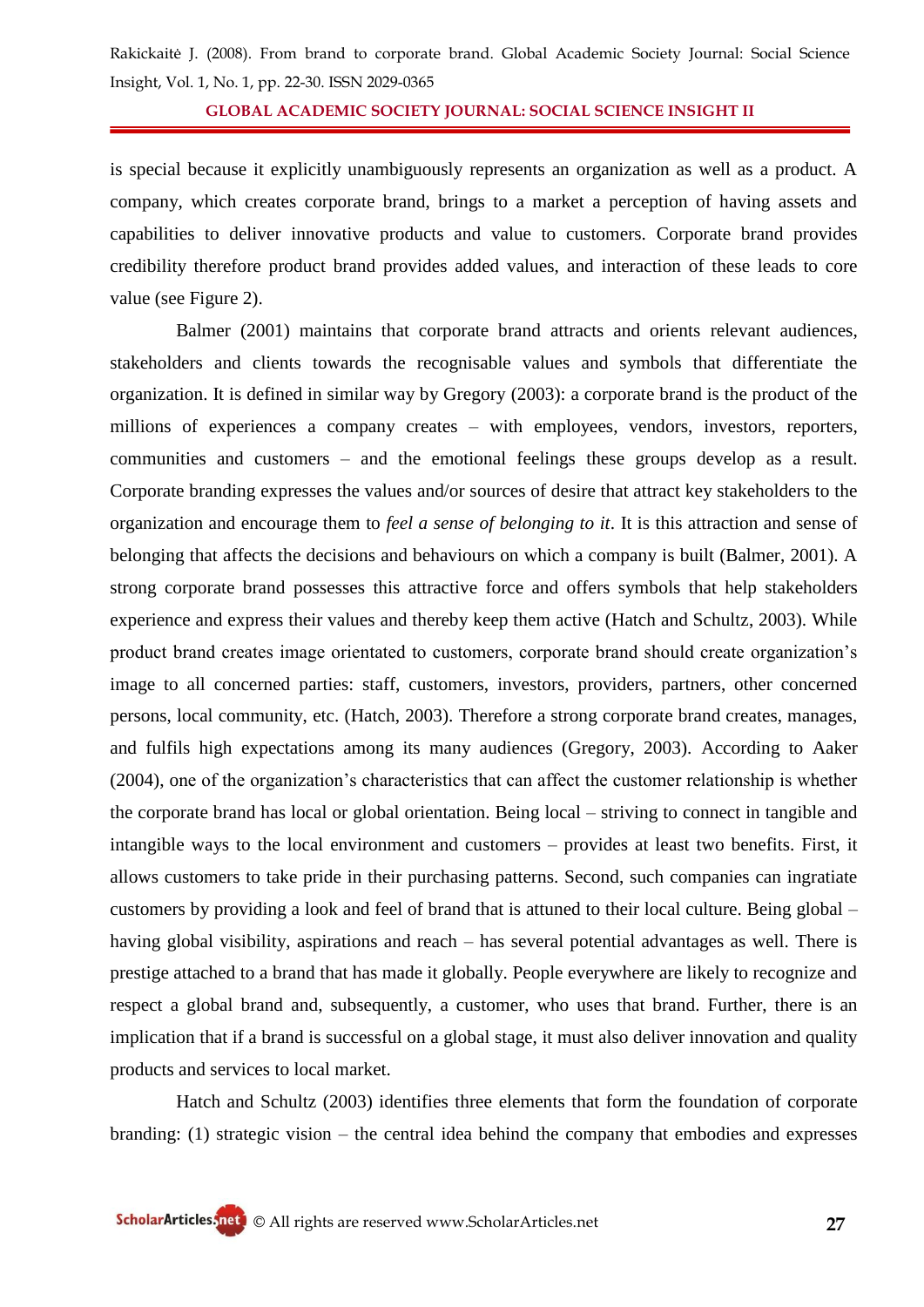is special because it explicitly unambiguously represents an organization as well as a product. A company, which creates corporate brand, brings to a market a perception of having assets and capabilities to deliver innovative products and value to customers. Corporate brand provides credibility therefore product brand provides added values, and interaction of these leads to core value (see Figure 2).

Balmer (2001) maintains that corporate brand attracts and orients relevant audiences, stakeholders and clients towards the recognisable values and symbols that differentiate the organization. It is defined in similar way by Gregory (2003): a corporate brand is the product of the millions of experiences a company creates – with employees, vendors, investors, reporters, communities and customers – and the emotional feelings these groups develop as a result. Corporate branding expresses the values and/or sources of desire that attract key stakeholders to the organization and encourage them to *feel a sense of belonging to it*. It is this attraction and sense of belonging that affects the decisions and behaviours on which a company is built (Balmer, 2001). A strong corporate brand possesses this attractive force and offers symbols that help stakeholders experience and express their values and thereby keep them active (Hatch and Schultz, 2003). While product brand creates image orientated to customers, corporate brand should create organization's image to all concerned parties: staff, customers, investors, providers, partners, other concerned persons, local community, etc. (Hatch, 2003). Therefore a strong corporate brand creates, manages, and fulfils high expectations among its many audiences (Gregory, 2003). According to Aaker (2004), one of the organization's characteristics that can affect the customer relationship is whether the corporate brand has local or global orientation. Being local – striving to connect in tangible and intangible ways to the local environment and customers – provides at least two benefits. First, it allows customers to take pride in their purchasing patterns. Second, such companies can ingratiate customers by providing a look and feel of brand that is attuned to their local culture. Being global – having global visibility, aspirations and reach – has several potential advantages as well. There is prestige attached to a brand that has made it globally. People everywhere are likely to recognize and respect a global brand and, subsequently, a customer, who uses that brand. Further, there is an implication that if a brand is successful on a global stage, it must also deliver innovation and quality products and services to local market.

Hatch and Schultz (2003) identifies three elements that form the foundation of corporate branding: (1) strategic vision – the central idea behind the company that embodies and expresses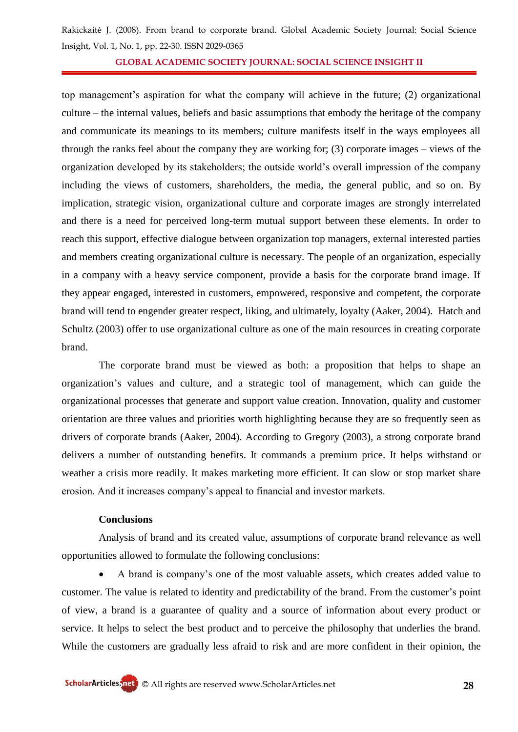top management's aspiration for what the company will achieve in the future; (2) organizational culture – the internal values, beliefs and basic assumptions that embody the heritage of the company and communicate its meanings to its members; culture manifests itself in the ways employees all through the ranks feel about the company they are working for; (3) corporate images – views of the organization developed by its stakeholders; the outside world's overall impression of the company including the views of customers, shareholders, the media, the general public, and so on. By implication, strategic vision, organizational culture and corporate images are strongly interrelated and there is a need for perceived long-term mutual support between these elements. In order to reach this support, effective dialogue between organization top managers, external interested parties and members creating organizational culture is necessary. The people of an organization, especially in a company with a heavy service component, provide a basis for the corporate brand image. If they appear engaged, interested in customers, empowered, responsive and competent, the corporate brand will tend to engender greater respect, liking, and ultimately, loyalty (Aaker, 2004). Hatch and Schultz (2003) offer to use organizational culture as one of the main resources in creating corporate brand.

The corporate brand must be viewed as both: a proposition that helps to shape an organization's values and culture, and a strategic tool of management, which can guide the organizational processes that generate and support value creation. Innovation, quality and customer orientation are three values and priorities worth highlighting because they are so frequently seen as drivers of corporate brands (Aaker, 2004). According to Gregory (2003), a strong corporate brand delivers a number of outstanding benefits. It commands a premium price. It helps withstand or weather a crisis more readily. It makes marketing more efficient. It can slow or stop market share erosion. And it increases company's appeal to financial and investor markets.

**Conclusions**

Analysis of brand and its created value, assumptions of corporate brand relevance as well opportunities allowed to formulate the following conclusions:

- A brand is company's one of the most valuable assets, which creates added value to customer. The value is related to identity and predictability of the brand. From the customer's point of view, a brand is a guarantee of quality and a source of information about every product or service. It helps to select the best product and to perceive the philosophy that underlies the brand. While the customers are gradually less afraid to risk and are more confident in their opinion, the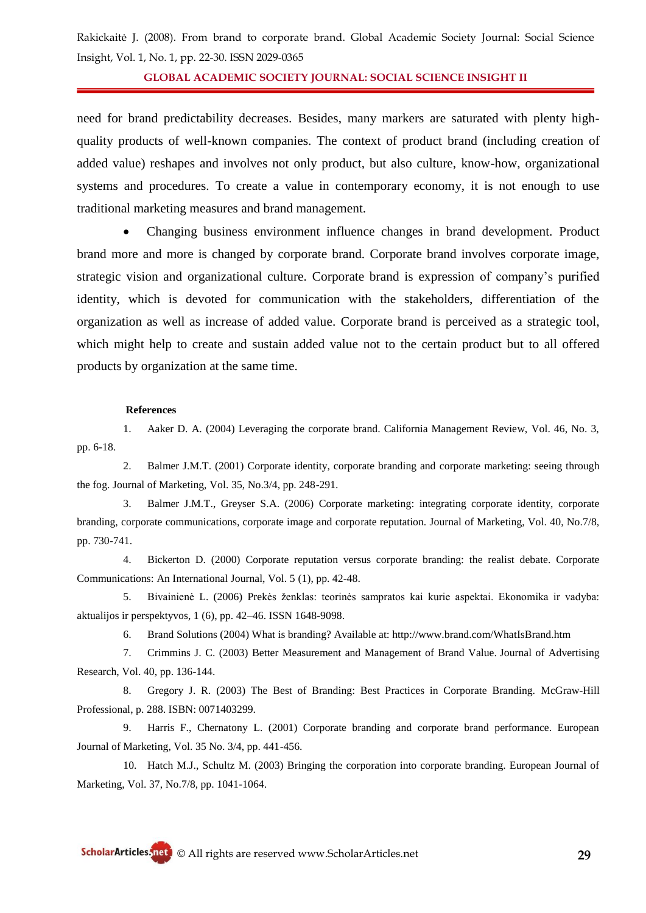need for brand predictability decreases. Besides, many markers are saturated with plenty high-quality products of well-known companies. The context of product brand (including creation of added value) reshapes and involves not only product, but also culture, know-how, organizational systems and procedures. To create a value in contemporary economy, it is not enough to use traditional marketing measures and brand management.

- Changing business environment influence changes in brand development. Product brand more and more is changed by corporate brand. Corporate brand involves corporate image, strategic vision and organizational culture. Corporate brand is expression of company's purified identity, which is devoted for communication with the stakeholders, differentiation of the organization as well as increase of added value. Corporate brand is perceived as a strategic tool, which might help to create and sustain added value not to the certain product but to all offered products by organization at the same time.

**References**

1. Aaker D. A. (2004) Leveraging the corporate brand. California Management Review, Vol. 46, No. 3, pp. 6-18.
2. Balmer J.M.T. (2001) Corporate identity, corporate branding and corporate marketing: seeing through the fog. Journal of Marketing, Vol. 35, No.3/4, pp. 248-291.
3. Balmer J.M.T., Greyser S.A. (2006) Corporate marketing: integrating corporate identity, corporate branding, corporate communications, corporate image and corporate reputation. Journal of Marketing, Vol. 40, No.7/8, pp. 730-741.
4. Bickerton D. (2000) Corporate reputation versus corporate branding: the realist debate. Corporate Communications: An International Journal, Vol. 5 (1), pp. 42-48.
5. Bivainienė L. (2006) Prekės ženklas: teorinės sampratos kai kurie aspektai. Ekonomika ir vadyba: aktualijos ir perspektyvos, 1 (6), pp. 42–46. ISSN 1648-9098.
6. Brand Solutions (2004) What is branding? Available at: http://www.brand.com/WhatIsBrand.htm
7. Crimmins J. C. (2003) Better Measurement and Management of Brand Value. Journal of Advertising Research, Vol. 40, pp. 136-144.
8. Gregory J. R. (2003) The Best of Branding: Best Practices in Corporate Branding. McGraw-Hill Professional, p. 288. ISBN: 0071403299.
9. Harris F., Chernatony L. (2001) Corporate branding and corporate brand performance. European Journal of Marketing, Vol. 35 No. 3/4, pp. 441-456.
10. Hatch M.J., Schultz M. (2003) Bringing the corporation into corporate branding. European Journal of Marketing, Vol. 37, No.7/8, pp. 1041-1064.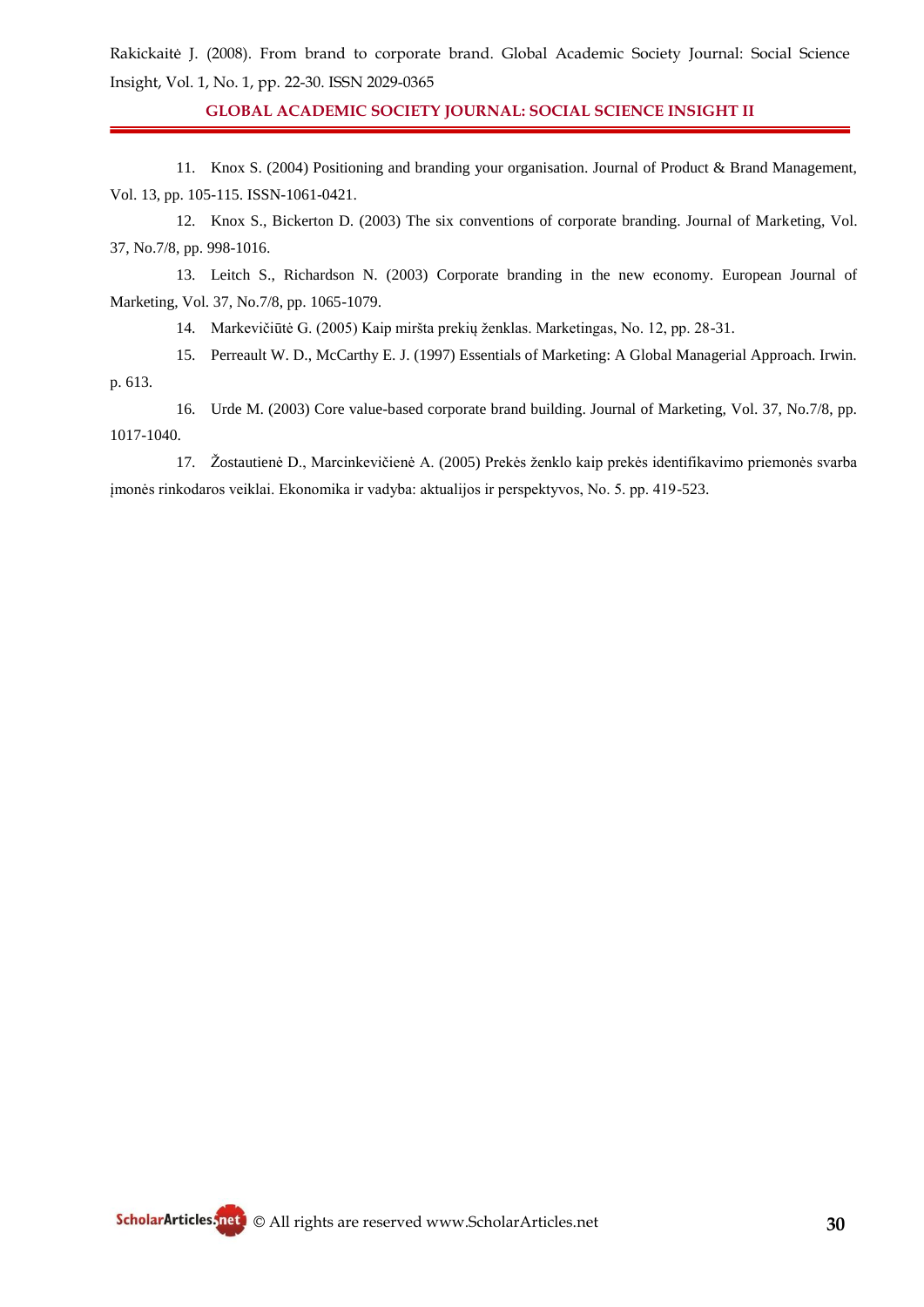11. Knox S. (2004) Positioning and branding your organisation. Journal of Product & Brand Management, Vol. 13, pp. 105-115. ISSN-1061-0421.

12. Knox S., Bickerton D. (2003) The six conventions of corporate branding. Journal of Marketing, Vol. 37, No.7/8, pp. 998-1016.

13. Leitch S., Richardson N. (2003) Corporate branding in the new economy. European Journal of Marketing, Vol. 37, No.7/8, pp. 1065-1079.

14. Markevičiūtė G. (2005) Kaip miršta prekių ženklas. Marketingas, No. 12, pp. 28-31.

15. Perreault W. D., McCarthy E. J. (1997) Essentials of Marketing: A Global Managerial Approach. Irwin. p. 613.

16. Urde M. (2003) Core value-based corporate brand building. Journal of Marketing, Vol. 37, No.7/8, pp. 1017-1040.

17. Žostautienė D., Marcinkevičienė A. (2005) Prekės ženklo kaip prekės identifikavimo priemonės svarba įmonės rinkodaros veiklai. Ekonomika ir vadyba: aktualijos ir perspektyvos, No. 5. pp. 419-523.